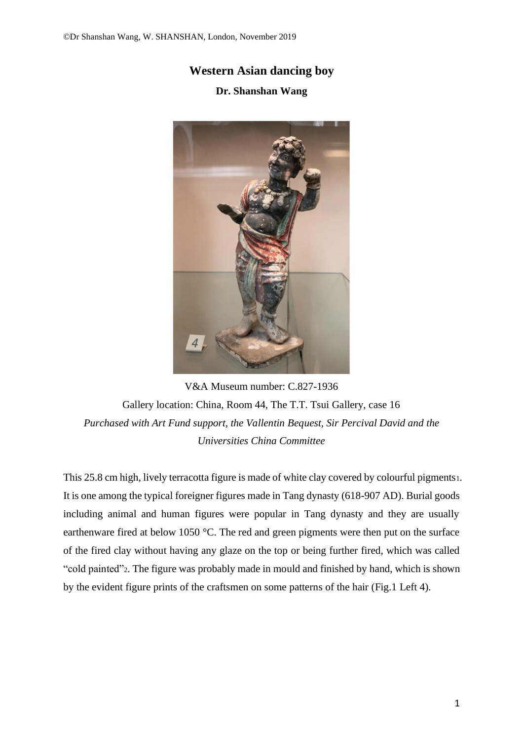# Western Asian dancing boy

**Dr. Shanshan Wang**

V&A Museum number: C.827-1936

Gallery location: China, Room 44, The T.T. Tsui Gallery, case 16

*Purchased with Art Fund support, the Vallentin Bequest, Sir Percival David and the Universities China Committee*

This 25.8 cm high, lively terracotta figure is made of white clay covered by colourful pigments[1]. It is one among the typical foreigner figures made in Tang dynasty (618-907 AD). Burial goods including animal and human figures were popular in Tang dynasty and they are usually earthenware fired at below 1050 °C. The red and green pigments were then put on the surface of the fired clay without having any glaze on the top or being further fired, which was called "cold painted"[2]. The figure was probably made in mould and finished by hand, which is shown by the evident figure prints of the craftsmen on some patterns of the hair (Fig.1 Left 4).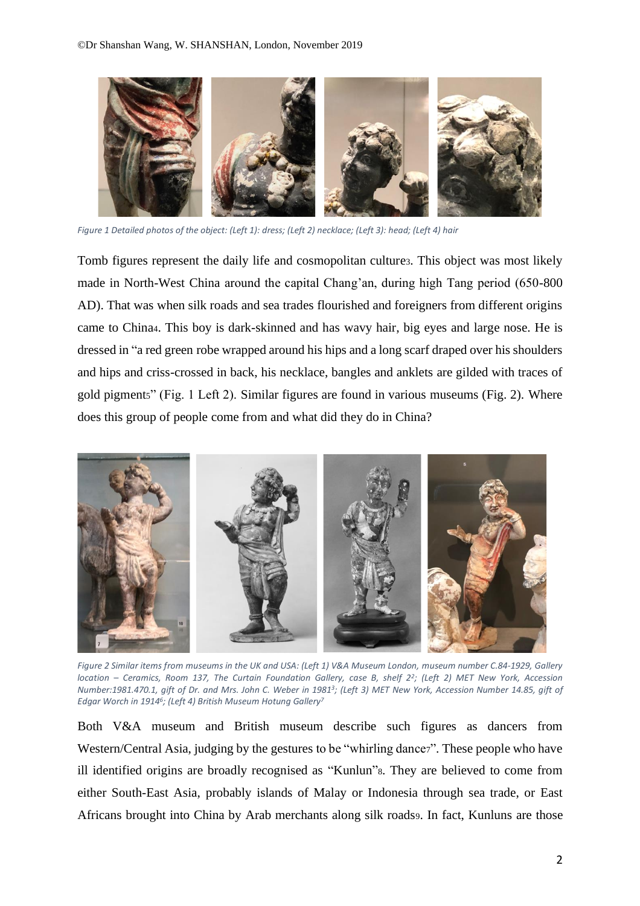*Figure 1 Detailed photos of the object: (Left 1): dress; (Left 2) necklace; (Left 3): head; (Left 4) hair*

Tomb figures represent the daily life and cosmopolitan culture[3]. This object was most likely made in North-West China around the capital Chang'an, during high Tang period (650-800 AD). That was when silk roads and sea trades flourished and foreigners from different origins came to China[4]. This boy is dark-skinned and has wavy hair, big eyes and large nose. He is dressed in "a red green robe wrapped around his hips and a long scarf draped over his shoulders and hips and criss-crossed in back, his necklace, bangles and anklets are gilded with traces of gold pigment[5]" (Fig. 1 Left 2). Similar figures are found in various museums (Fig. 2). Where does this group of people come from and what did they do in China?

*Figure 2 Similar items from museums in the UK and USA: (Left 1) V&A Museum London, museum number C.84-1929, Gallery location – Ceramics, Room 137, The Curtain Foundation Gallery, case B, shelf 2[2]; (Left 2) MET New York, Accession Number:1981.470.1, gift of Dr. and Mrs. John C. Weber in 1981[3]; (Left 3) MET New York, Accession Number 14.85, gift of Edgar Worch in 1914[6]; (Left 4) British Museum Hotung Gallery[7]*

Both V&A museum and British museum describe such figures as dancers from Western/Central Asia, judging by the gestures to be "whirling dance[7]". These people who have ill identified origins are broadly recognised as "Kunlun"[8]. They are believed to come from either South-East Asia, probably islands of Malay or Indonesia through sea trade, or East Africans brought into China by Arab merchants along silk roads[9]. In fact, Kunluns are those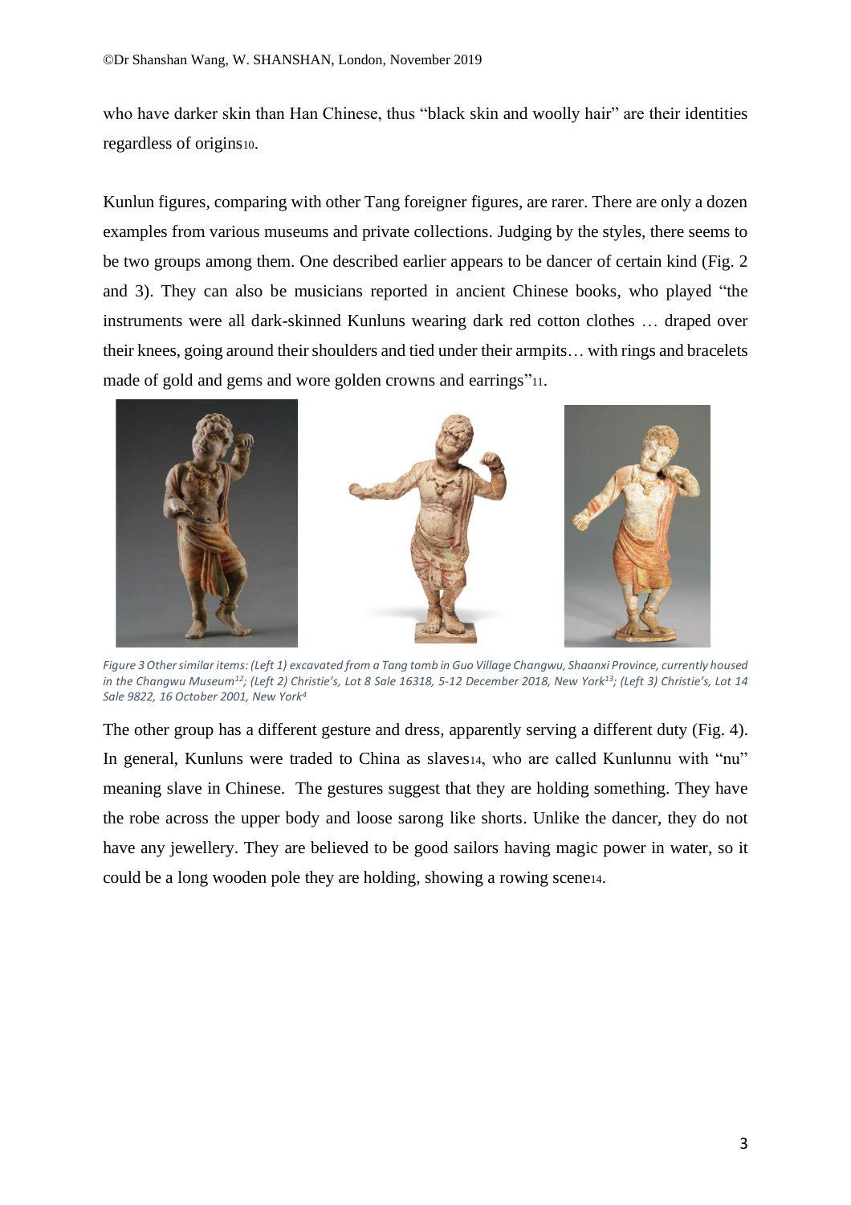who have darker skin than Han Chinese, thus "black skin and woolly hair" are their identities regardless of origins[10].

Kunlun figures, comparing with other Tang foreigner figures, are rarer. There are only a dozen examples from various museums and private collections. Judging by the styles, there seems to be two groups among them. One described earlier appears to be dancer of certain kind (Fig. 2 and 3). They can also be musicians reported in ancient Chinese books, who played "the instruments were all dark-skinned Kunluns wearing dark red cotton clothes … draped over their knees, going around their shoulders and tied under their armpits… with rings and bracelets made of gold and gems and wore golden crowns and earrings"[11].

*Figure 3 Other similar items: (Left 1) excavated from a Tang tomb in Guo Village Changwu, Shaanxi Province, currently housed in the Changwu Museum[12]; (Left 2) Christie's, Lot 8 Sale 16318, 5-12 December 2018, New York[13]; (Left 3) Christie's, Lot 14 Sale 9822, 16 October 2001, New York[4]*

The other group has a different gesture and dress, apparently serving a different duty (Fig. 4). In general, Kunluns were traded to China as slaves[14], who are called Kunlunnu with "nu" meaning slave in Chinese. The gestures suggest that they are holding something. They have the robe across the upper body and loose sarong like shorts. Unlike the dancer, they do not have any jewellery. They are believed to be good sailors having magic power in water, so it could be a long wooden pole they are holding, showing a rowing scene[14].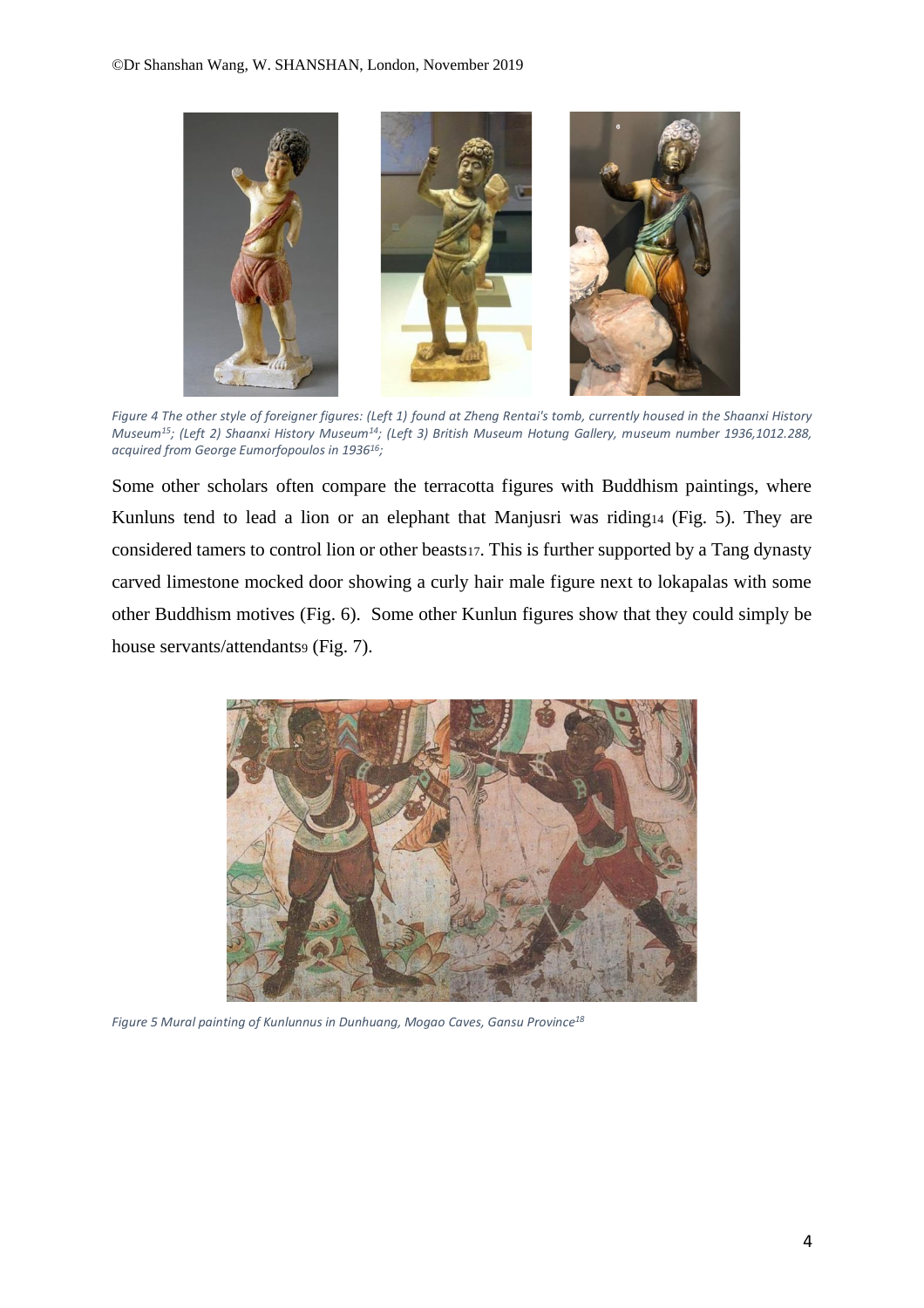*Figure 4 The other style of foreigner figures: (Left 1) found at Zheng Rentai's tomb, currently housed in the Shaanxi History Museum[15]; (Left 2) Shaanxi History Museum[14]; (Left 3) British Museum Hotung Gallery, museum number 1936,1012.288, acquired from George Eumorfopoulos in 1936[16];*

Some other scholars often compare the terracotta figures with Buddhism paintings, where Kunluns tend to lead a lion or an elephant that Manjusri was riding[14] (Fig. 5). They are considered tamers to control lion or other beasts[17]. This is further supported by a Tang dynasty carved limestone mocked door showing a curly hair male figure next to lokapalas with some other Buddhism motives (Fig. 6). Some other Kunlun figures show that they could simply be house servants/attendants[9] (Fig. 7).

*Figure 5 Mural painting of Kunlunnus in Dunhuang, Mogao Caves, Gansu Province[18]*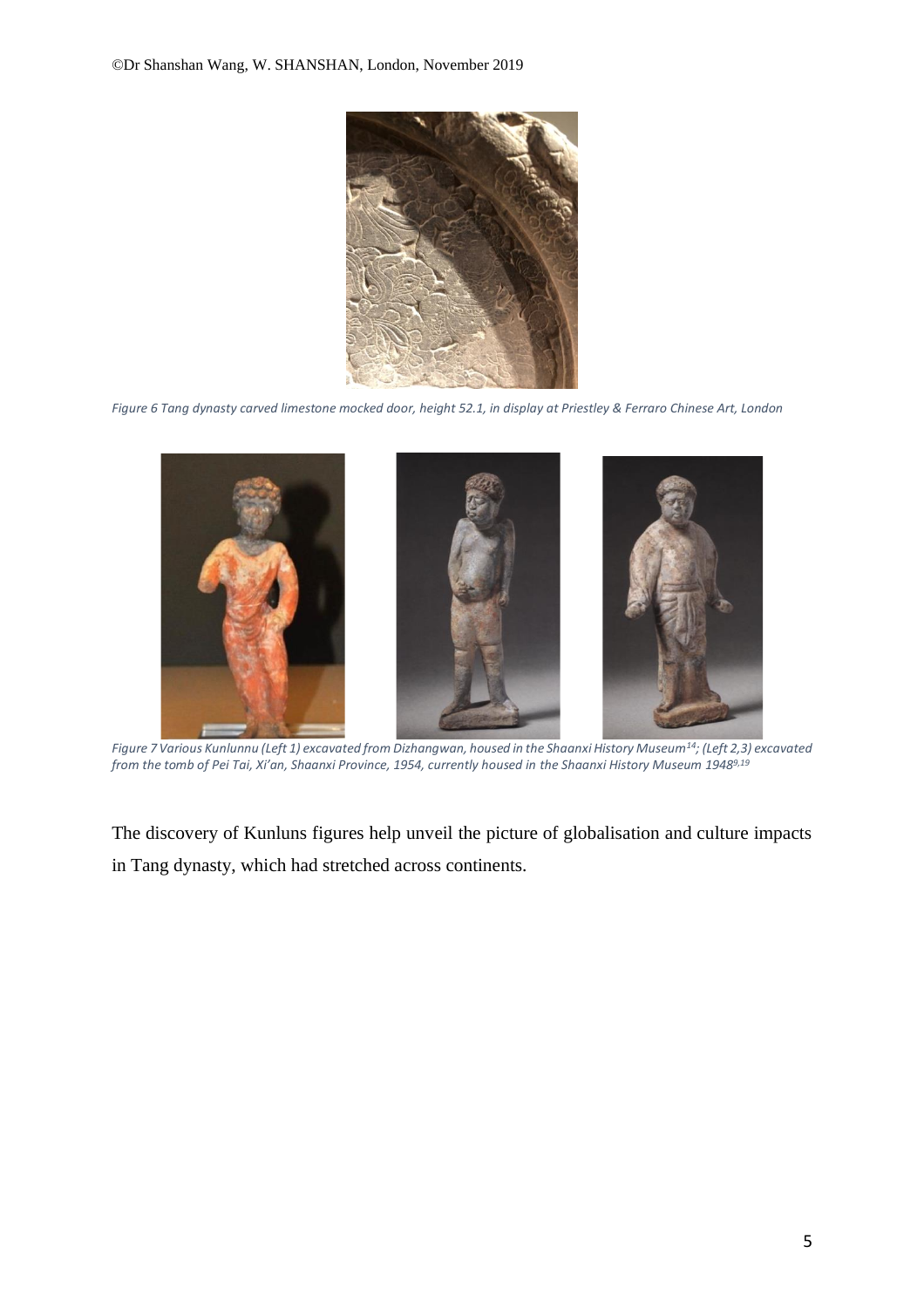*Figure 6 Tang dynasty carved limestone mocked door, height 52.1, in display at Priestley & Ferraro Chinese Art, London*

*Figure 7 Various Kunlunnu (Left 1) excavated from Dizhangwan, housed in the Shaanxi History Museum[14]; (Left 2,3) excavated from the tomb of Pei Tai, Xi'an, Shaanxi Province, 1954, currently housed in the Shaanxi History Museum 1948[9,19]*

The discovery of Kunluns figures help unveil the picture of globalisation and culture impacts in Tang dynasty, which had stretched across continents.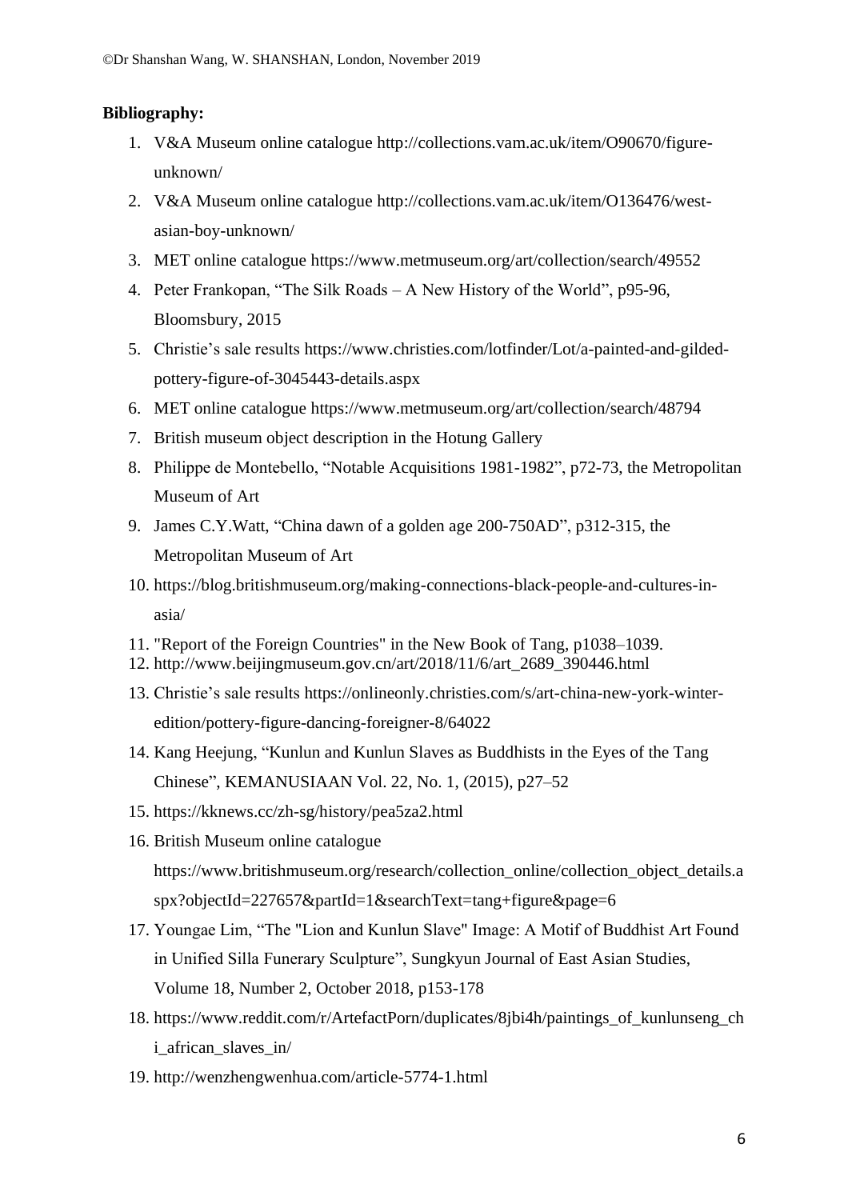**Bibliography:**

1. V&A Museum online catalogue http://collections.vam.ac.uk/item/O90670/figure-unknown/
2. V&A Museum online catalogue http://collections.vam.ac.uk/item/O136476/west-asian-boy-unknown/
3. MET online catalogue https://www.metmuseum.org/art/collection/search/49552
4. Peter Frankopan, "The Silk Roads – A New History of the World", p95-96, Bloomsbury, 2015
5. Christie's sale results https://www.christies.com/lotfinder/Lot/a-painted-and-gilded-pottery-figure-of-3045443-details.aspx
6. MET online catalogue https://www.metmuseum.org/art/collection/search/48794
7. British museum object description in the Hotung Gallery
8. Philippe de Montebello, "Notable Acquisitions 1981-1982", p72-73, the Metropolitan Museum of Art
9. James C.Y.Watt, "China dawn of a golden age 200-750AD", p312-315, the Metropolitan Museum of Art
10. https://blog.britishmuseum.org/making-connections-black-people-and-cultures-in-asia/
11. "Report of the Foreign Countries" in the New Book of Tang, p1038–1039.
12. http://www.beijingmuseum.gov.cn/art/2018/11/6/art_2689_390446.html
13. Christie's sale results https://onlineonly.christies.com/s/art-china-new-york-winter-edition/pottery-figure-dancing-foreigner-8/64022
14. Kang Heejung, "Kunlun and Kunlun Slaves as Buddhists in the Eyes of the Tang Chinese", KEMANUSIAAN Vol. 22, No. 1, (2015), p27–52
15. https://kknews.cc/zh-sg/history/pea5za2.html
16. British Museum online catalogue https://www.britishmuseum.org/research/collection_online/collection_object_details.aspx?objectId=227657&partId=1&searchText=tang+figure&page=6
17. Youngae Lim, "The "Lion and Kunlun Slave" Image: A Motif of Buddhist Art Found in Unified Silla Funerary Sculpture", Sungkyun Journal of East Asian Studies, Volume 18, Number 2, October 2018, p153-178
18. https://www.reddit.com/r/ArtefactPorn/duplicates/8jbi4h/paintings_of_kunlunseng_chi_african_slaves_in/
19. http://wenzhengwenhua.com/article-5774-1.html